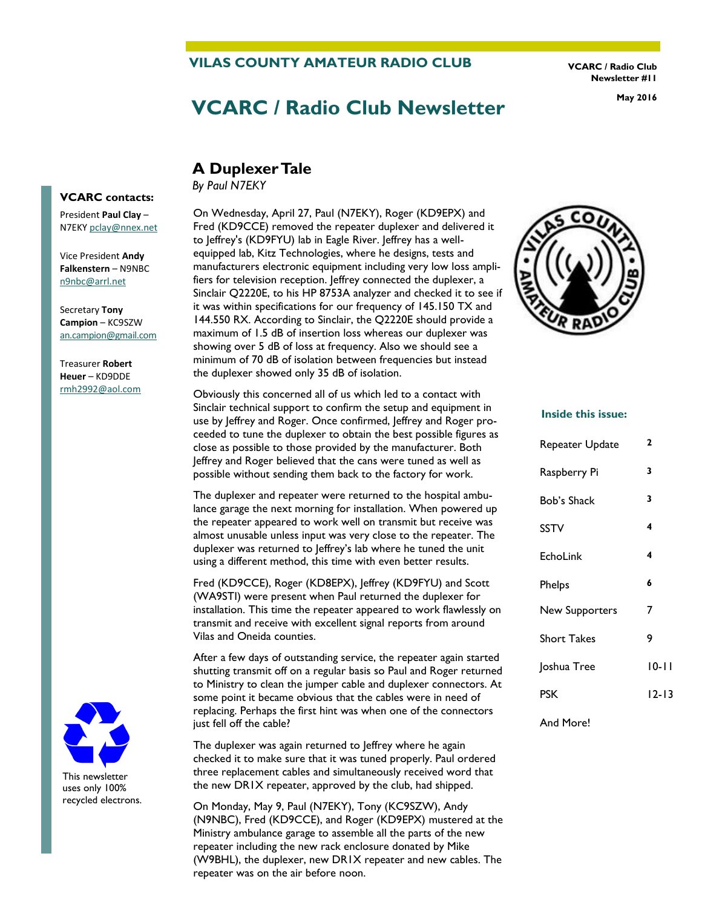**VILAS COUNTY AMATEUR RADIO CLUB**

**VCARC / Radio Club Newsletter #11**

**May 2016**

# VCARC / Radio Club Newsletter

## A Duplexer Tale

*By Paul N7EKY*

On Wednesday, April 27, Paul (N7EKY), Roger (KD9EPX) and Fred (KD9CCE) removed the repeater duplexer and delivered it to Jeffrey's (KD9FYU) lab in Eagle River. Jeffrey has a well-equipped lab, Kitz Technologies, where he designs, tests and manufacturers electronic equipment including very low loss amplifiers for television reception. Jeffrey connected the duplexer, a Sinclair Q2220E, to his HP 8753A analyzer and checked it to see if it was within specifications for our frequency of 145.150 TX and 144.550 RX. According to Sinclair, the Q2220E should provide a maximum of 1.5 dB of insertion loss whereas our duplexer was showing over 5 dB of loss at frequency. Also we should see a minimum of 70 dB of isolation between frequencies but instead the duplexer showed only 35 dB of isolation.

Obviously this concerned all of us which led to a contact with Sinclair technical support to confirm the setup and equipment in use by Jeffrey and Roger. Once confirmed, Jeffrey and Roger proceeded to tune the duplexer to obtain the best possible figures as close as possible to those provided by the manufacturer. Both Jeffrey and Roger believed that the cans were tuned as well as possible without sending them back to the factory for work.

The duplexer and repeater were returned to the hospital ambulance garage the next morning for installation. When powered up the repeater appeared to work well on transmit but receive was almost unusable unless input was very close to the repeater. The duplexer was returned to Jeffrey's lab where he tuned the unit using a different method, this time with even better results.

Fred (KD9CCE), Roger (KD8EPX), Jeffrey (KD9FYU) and Scott (WA9STI) were present when Paul returned the duplexer for installation. This time the repeater appeared to work flawlessly on transmit and receive with excellent signal reports from around Vilas and Oneida counties.

After a few days of outstanding service, the repeater again started shutting transmit off on a regular basis so Paul and Roger returned to Ministry to clean the jumper cable and duplexer connectors. At some point it became obvious that the cables were in need of replacing. Perhaps the first hint was when one of the connectors just fell off the cable?

The duplexer was again returned to Jeffrey where he again checked it to make sure that it was tuned properly. Paul ordered three replacement cables and simultaneously received word that the new DR1X repeater, approved by the club, had shipped.

On Monday, May 9, Paul (N7EKY), Tony (KC9SZW), Andy (N9NBC), Fred (KD9CCE), and Roger (KD9EPX) mustered at the Ministry ambulance garage to assemble all the parts of the new repeater including the new rack enclosure donated by Mike (W9BHL), the duplexer, new DR1X repeater and new cables. The repeater was on the air before noon.

### VCARC contacts:

President **Paul Clay** – N7EKY pclay@nnex.net

Vice President **Andy Falkenstern** – N9NBC n9nbc@arrl.net

Secretary **Tony Campion** – KC9SZW an.campion@gmail.com

Treasurer **Robert Heuer** – KD9DDE rmh2992@aol.com

This newsletter uses only 100% recycled electrons.

### Inside this issue:

| | |
|---|---|
| Repeater Update | 2 |
| Raspberry Pi | 3 |
| Bob's Shack | 3 |
| SSTV | 4 |
| EchoLink | 4 |
| Phelps | 6 |
| New Supporters | 7 |
| Short Takes | 9 |
| Joshua Tree | 10-11 |
| PSK | 12-13 |
| And More! | |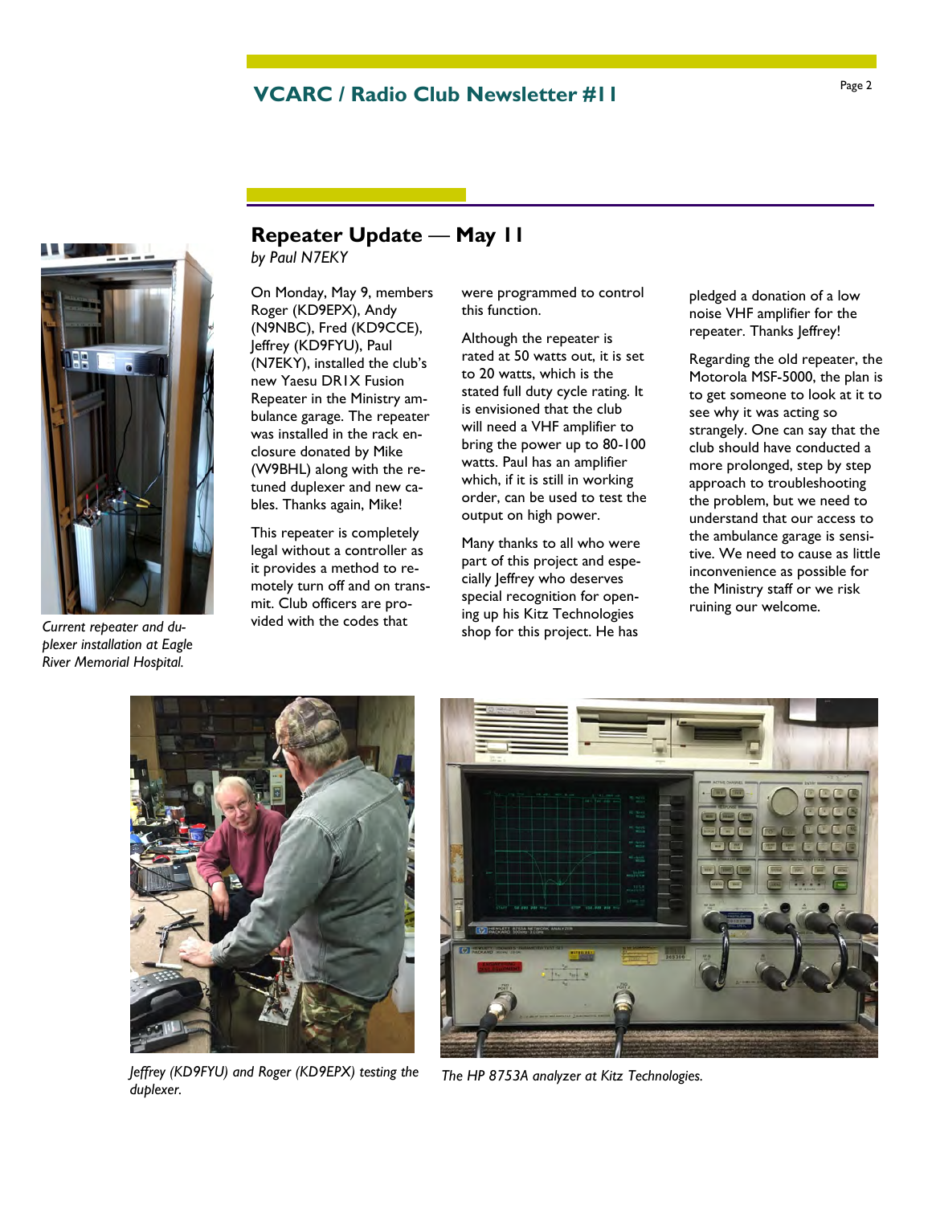## Repeater Update — May 11

*by Paul N7EKY*

On Monday, May 9, members Roger (KD9EPX), Andy (N9NBC), Fred (KD9CCE), Jeffrey (KD9FYU), Paul (N7EKY), installed the club's new Yaesu DR1X Fusion Repeater in the Ministry ambulance garage. The repeater was installed in the rack enclosure donated by Mike (W9BHL) along with the retuned duplexer and new cables. Thanks again, Mike!

This repeater is completely legal without a controller as it provides a method to remotely turn off and on transmit. Club officers are provided with the codes that were programmed to control this function.

Although the repeater is rated at 50 watts out, it is set to 20 watts, which is the stated full duty cycle rating. It is envisioned that the club will need a VHF amplifier to bring the power up to 80-100 watts. Paul has an amplifier which, if it is still in working order, can be used to test the output on high power.

Many thanks to all who were part of this project and especially Jeffrey who deserves special recognition for opening up his Kitz Technologies shop for this project. He has pledged a donation of a low noise VHF amplifier for the repeater. Thanks Jeffrey!

Regarding the old repeater, the Motorola MSF-5000, the plan is to get someone to look at it to see why it was acting so strangely. One can say that the club should have conducted a more prolonged, step by step approach to troubleshooting the problem, but we need to understand that our access to the ambulance garage is sensitive. We need to cause as little inconvenience as possible for the Ministry staff or we risk ruining our welcome.

*Current repeater and duplexer installation at Eagle River Memorial Hospital.*

*Jeffrey (KD9FYU) and Roger (KD9EPX) testing the duplexer.*

*The HP 8753A analyzer at Kitz Technologies.*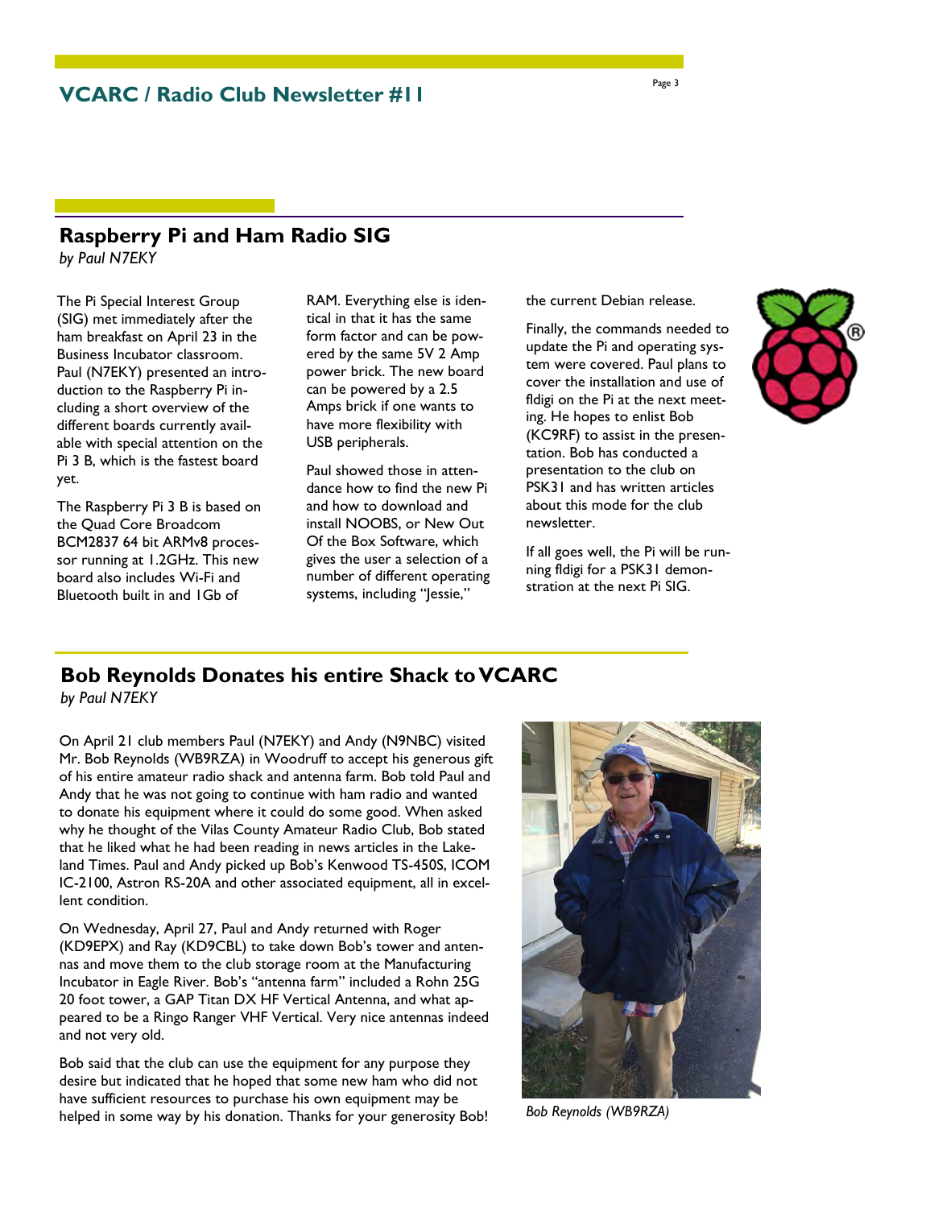## Raspberry Pi and Ham Radio SIG

*by Paul N7EKY*

The Pi Special Interest Group (SIG) met immediately after the ham breakfast on April 23 in the Business Incubator classroom. Paul (N7EKY) presented an introduction to the Raspberry Pi including a short overview of the different boards currently available with special attention on the Pi 3 B, which is the fastest board yet.

The Raspberry Pi 3 B is based on the Quad Core Broadcom BCM2837 64 bit ARMv8 processor running at 1.2GHz. This new board also includes Wi-Fi and Bluetooth built in and 1Gb of RAM. Everything else is identical in that it has the same form factor and can be powered by the same 5V 2 Amp power brick. The new board can be powered by a 2.5 Amps brick if one wants to have more flexibility with USB peripherals.

Paul showed those in attendance how to find the new Pi and how to download and install NOOBS, or New Out Of the Box Software, which gives the user a selection of a number of different operating systems, including "Jessie," the current Debian release.

Finally, the commands needed to update the Pi and operating system were covered. Paul plans to cover the installation and use of fldigi on the Pi at the next meeting. He hopes to enlist Bob (KC9RF) to assist in the presentation. Bob has conducted a presentation to the club on PSK31 and has written articles about this mode for the club newsletter.

If all goes well, the Pi will be running fldigi for a PSK31 demonstration at the next Pi SIG.

## Bob Reynolds Donates his entire Shack to VCARC

*by Paul N7EKY*

On April 21 club members Paul (N7EKY) and Andy (N9NBC) visited Mr. Bob Reynolds (WB9RZA) in Woodruff to accept his generous gift of his entire amateur radio shack and antenna farm. Bob told Paul and Andy that he was not going to continue with ham radio and wanted to donate his equipment where it could do some good. When asked why he thought of the Vilas County Amateur Radio Club, Bob stated that he liked what he had been reading in news articles in the Lakeland Times. Paul and Andy picked up Bob's Kenwood TS-450S, ICOM IC-2100, Astron RS-20A and other associated equipment, all in excellent condition.

On Wednesday, April 27, Paul and Andy returned with Roger (KD9EPX) and Ray (KD9CBL) to take down Bob's tower and antennas and move them to the club storage room at the Manufacturing Incubator in Eagle River. Bob's "antenna farm" included a Rohn 25G 20 foot tower, a GAP Titan DX HF Vertical Antenna, and what appeared to be a Ringo Ranger VHF Vertical. Very nice antennas indeed and not very old.

Bob said that the club can use the equipment for any purpose they desire but indicated that he hoped that some new ham who did not have sufficient resources to purchase his own equipment may be helped in some way by his donation. Thanks for your generosity Bob!

*Bob Reynolds (WB9RZA)*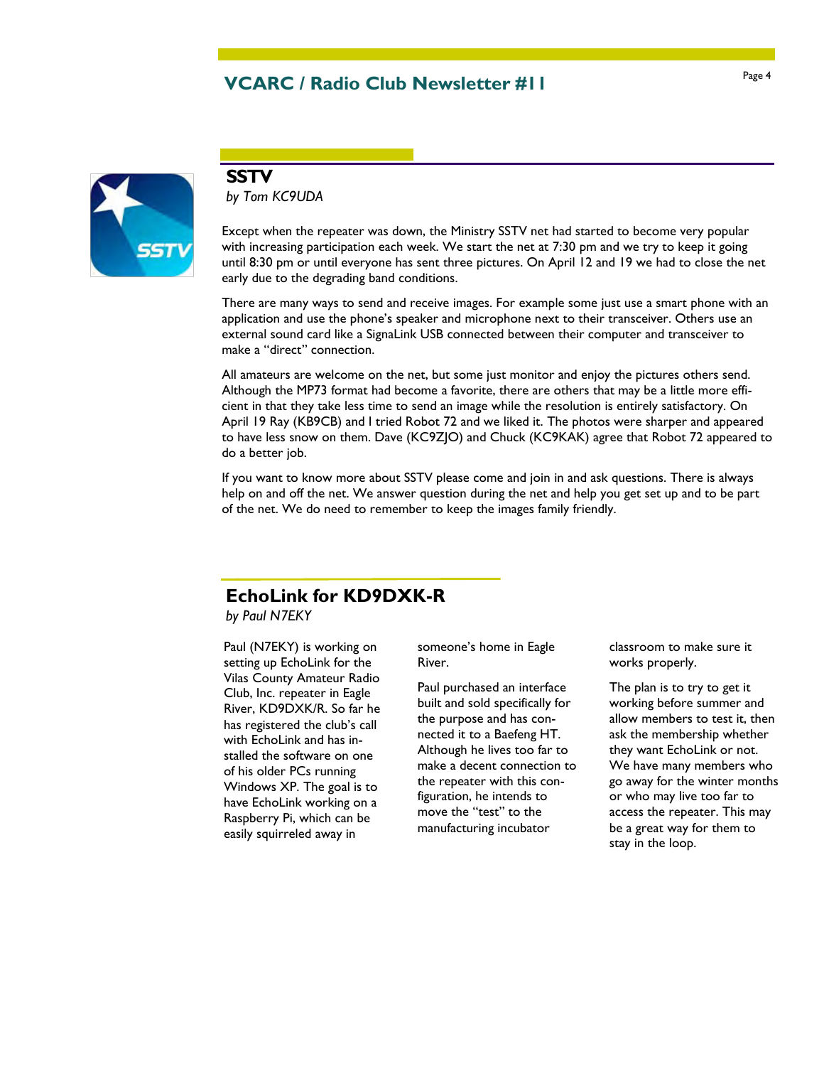## SSTV

*by Tom KC9UDA*

Except when the repeater was down, the Ministry SSTV net had started to become very popular with increasing participation each week. We start the net at 7:30 pm and we try to keep it going until 8:30 pm or until everyone has sent three pictures. On April 12 and 19 we had to close the net early due to the degrading band conditions.

There are many ways to send and receive images. For example some just use a smart phone with an application and use the phone's speaker and microphone next to their transceiver. Others use an external sound card like a SignaLink USB connected between their computer and transceiver to make a "direct" connection.

All amateurs are welcome on the net, but some just monitor and enjoy the pictures others send. Although the MP73 format had become a favorite, there are others that may be a little more efficient in that they take less time to send an image while the resolution is entirely satisfactory. On April 19 Ray (KB9CB) and I tried Robot 72 and we liked it. The photos were sharper and appeared to have less snow on them. Dave (KC9ZJO) and Chuck (KC9KAK) agree that Robot 72 appeared to do a better job.

If you want to know more about SSTV please come and join in and ask questions. There is always help on and off the net. We answer question during the net and help you get set up and to be part of the net. We do need to remember to keep the images family friendly.

## EchoLink for KD9DXK-R

*by Paul N7EKY*

Paul (N7EKY) is working on setting up EchoLink for the Vilas County Amateur Radio Club, Inc. repeater in Eagle River, KD9DXK/R. So far he has registered the club's call with EchoLink and has installed the software on one of his older PCs running Windows XP. The goal is to have EchoLink working on a Raspberry Pi, which can be easily squirreled away in someone's home in Eagle River.

Paul purchased an interface built and sold specifically for the purpose and has connected it to a Baefeng HT. Although he lives too far to make a decent connection to the repeater with this configuration, he intends to move the "test" to the manufacturing incubator classroom to make sure it works properly.

The plan is to try to get it working before summer and allow members to test it, then ask the membership whether they want EchoLink or not. We have many members who go away for the winter months or who may live too far to access the repeater. This may be a great way for them to stay in the loop.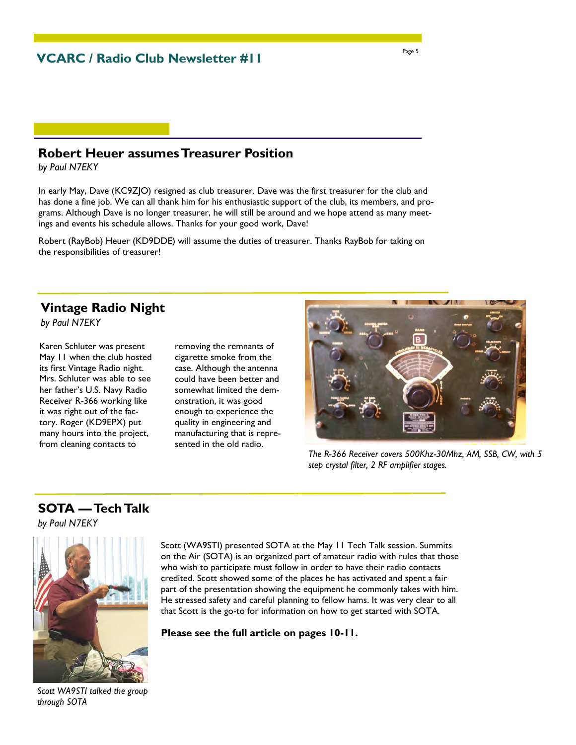## Robert Heuer assumes Treasurer Position

*by Paul N7EKY*

In early May, Dave (KC9ZJO) resigned as club treasurer. Dave was the first treasurer for the club and has done a fine job. We can all thank him for his enthusiastic support of the club, its members, and programs. Although Dave is no longer treasurer, he will still be around and we hope attend as many meetings and events his schedule allows. Thanks for your good work, Dave!

Robert (RayBob) Heuer (KD9DDE) will assume the duties of treasurer. Thanks RayBob for taking on the responsibilities of treasurer!

## Vintage Radio Night

*by Paul N7EKY*

Karen Schluter was present May 11 when the club hosted its first Vintage Radio night. Mrs. Schluter was able to see her father's U.S. Navy Radio Receiver R-366 working like it was right out of the factory. Roger (KD9EPX) put many hours into the project, from cleaning contacts to removing the remnants of cigarette smoke from the case. Although the antenna could have been better and somewhat limited the demonstration, it was good enough to experience the quality in engineering and manufacturing that is represented in the old radio.

*The R-366 Receiver covers 500Khz-30Mhz, AM, SSB, CW, with 5 step crystal filter, 2 RF amplifier stages.*

## SOTA — Tech Talk

*by Paul N7EKY*

Scott (WA9STI) presented SOTA at the May 11 Tech Talk session. Summits on the Air (SOTA) is an organized part of amateur radio with rules that those who wish to participate must follow in order to have their radio contacts credited. Scott showed some of the places he has activated and spent a fair part of the presentation showing the equipment he commonly takes with him. He stressed safety and careful planning to fellow hams. It was very clear to all that Scott is the go-to for information on how to get started with SOTA.

**Please see the full article on pages 10-11.**

*Scott WA9STI talked the group through SOTA*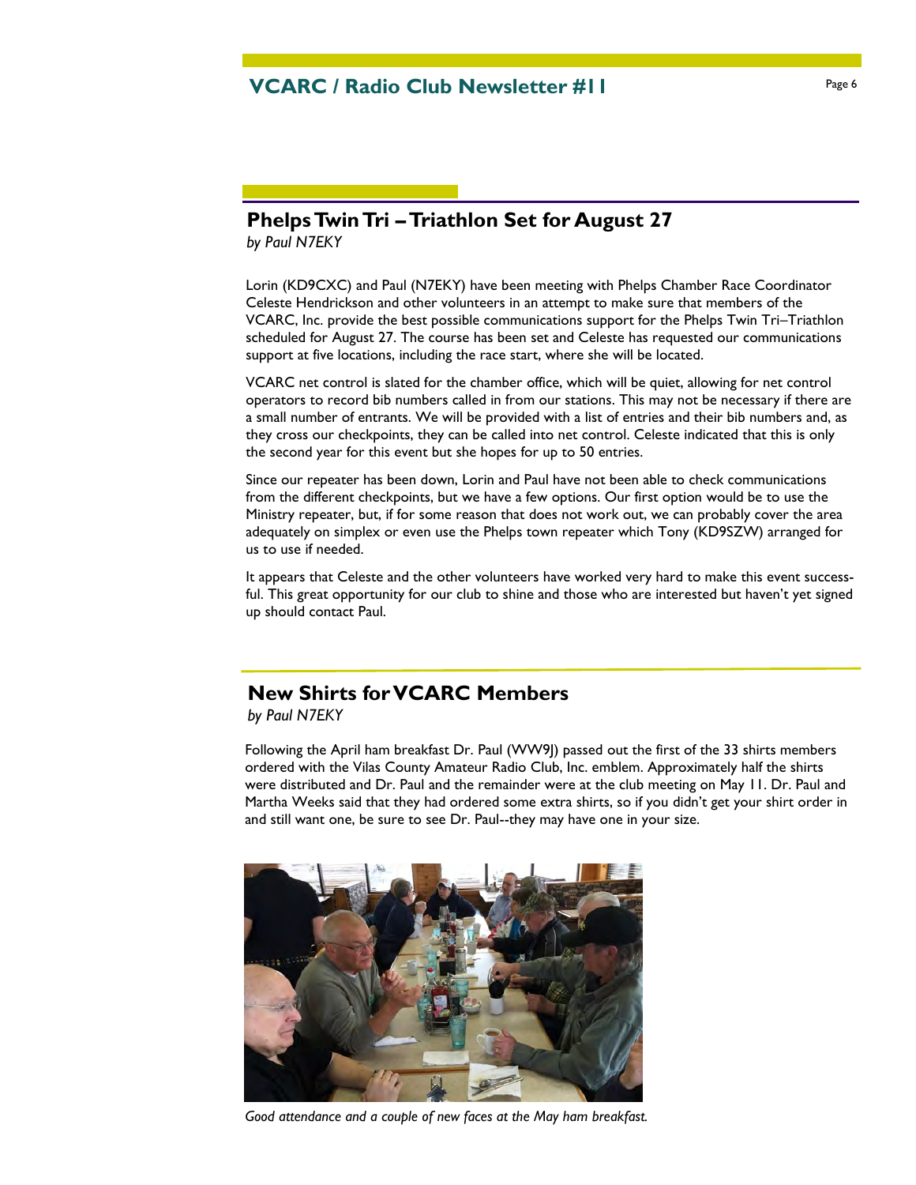## Phelps Twin Tri – Triathlon Set for August 27

*by Paul N7EKY*

Lorin (KD9CXC) and Paul (N7EKY) have been meeting with Phelps Chamber Race Coordinator Celeste Hendrickson and other volunteers in an attempt to make sure that members of the VCARC, Inc. provide the best possible communications support for the Phelps Twin Tri–Triathlon scheduled for August 27. The course has been set and Celeste has requested our communications support at five locations, including the race start, where she will be located.

VCARC net control is slated for the chamber office, which will be quiet, allowing for net control operators to record bib numbers called in from our stations. This may not be necessary if there are a small number of entrants. We will be provided with a list of entries and their bib numbers and, as they cross our checkpoints, they can be called into net control. Celeste indicated that this is only the second year for this event but she hopes for up to 50 entries.

Since our repeater has been down, Lorin and Paul have not been able to check communications from the different checkpoints, but we have a few options. Our first option would be to use the Ministry repeater, but, if for some reason that does not work out, we can probably cover the area adequately on simplex or even use the Phelps town repeater which Tony (KD9SZW) arranged for us to use if needed.

It appears that Celeste and the other volunteers have worked very hard to make this event successful. This great opportunity for our club to shine and those who are interested but haven't yet signed up should contact Paul.

## New Shirts for VCARC Members

*by Paul N7EKY*

Following the April ham breakfast Dr. Paul (WW9J) passed out the first of the 33 shirts members ordered with the Vilas County Amateur Radio Club, Inc. emblem. Approximately half the shirts were distributed and Dr. Paul and the remainder were at the club meeting on May 11. Dr. Paul and Martha Weeks said that they had ordered some extra shirts, so if you didn't get your shirt order in and still want one, be sure to see Dr. Paul--they may have one in your size.

*Good attendance and a couple of new faces at the May ham breakfast.*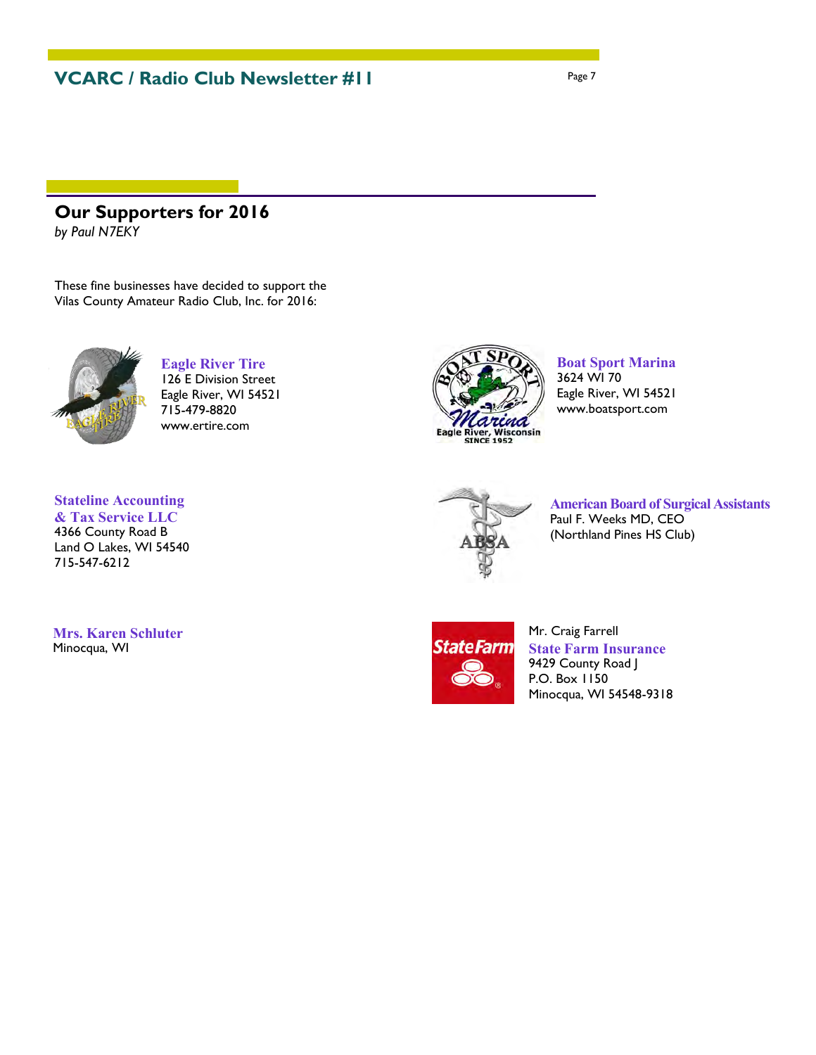## Our Supporters for 2016

*by Paul N7EKY*

These fine businesses have decided to support the Vilas County Amateur Radio Club, Inc. for 2016:

**Eagle River Tire**
126 E Division Street
Eagle River, WI 54521
715-479-8820
www.ertire.com

**Boat Sport Marina**
3624 WI 70
Eagle River, WI 54521
www.boatsport.com

**Stateline Accounting & Tax Service LLC**
4366 County Road B
Land O Lakes, WI 54540
715-547-6212

**American Board of Surgical Assistants**
Paul F. Weeks MD, CEO
(Northland Pines HS Club)

**Mrs. Karen Schluter**
Minocqua, WI

Mr. Craig Farrell
**State Farm Insurance**
9429 County Road J
P.O. Box 1150
Minocqua, WI 54548-9318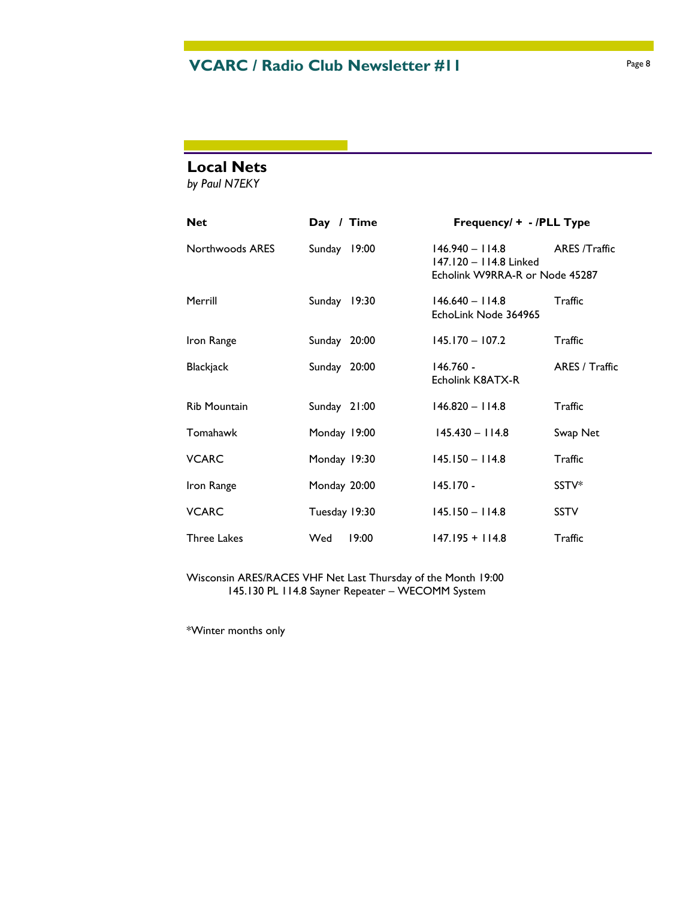## Local Nets

*by Paul N7EKY*

| Net | Day / Time | Frequency/ + - /PLL | Type |
|---|---|---|---|
| Northwoods ARES | Sunday 19:00 | 146.940 – 114.8<br>147.120 – 114.8 Linked<br>Echolink W9RRA-R or Node 45287 | ARES /Traffic |
| Merrill | Sunday 19:30 | 146.640 – 114.8<br>EchoLink Node 364965 | Traffic |
| Iron Range | Sunday 20:00 | 145.170 – 107.2 | Traffic |
| Blackjack | Sunday 20:00 | 146.760 -<br>Echolink K8ATX-R | ARES / Traffic |
| Rib Mountain | Sunday 21:00 | 146.820 – 114.8 | Traffic |
| Tomahawk | Monday 19:00 | 145.430 – 114.8 | Swap Net |
| VCARC | Monday 19:30 | 145.150 – 114.8 | Traffic |
| Iron Range | Monday 20:00 | 145.170 - | SSTV* |
| VCARC | Tuesday 19:30 | 145.150 – 114.8 | SSTV |
| Three Lakes | Wed 19:00 | 147.195 + 114.8 | Traffic |

Wisconsin ARES/RACES VHF Net Last Thursday of the Month 19:00
145.130 PL 114.8 Sayner Repeater – WECOMM System

*Winter months only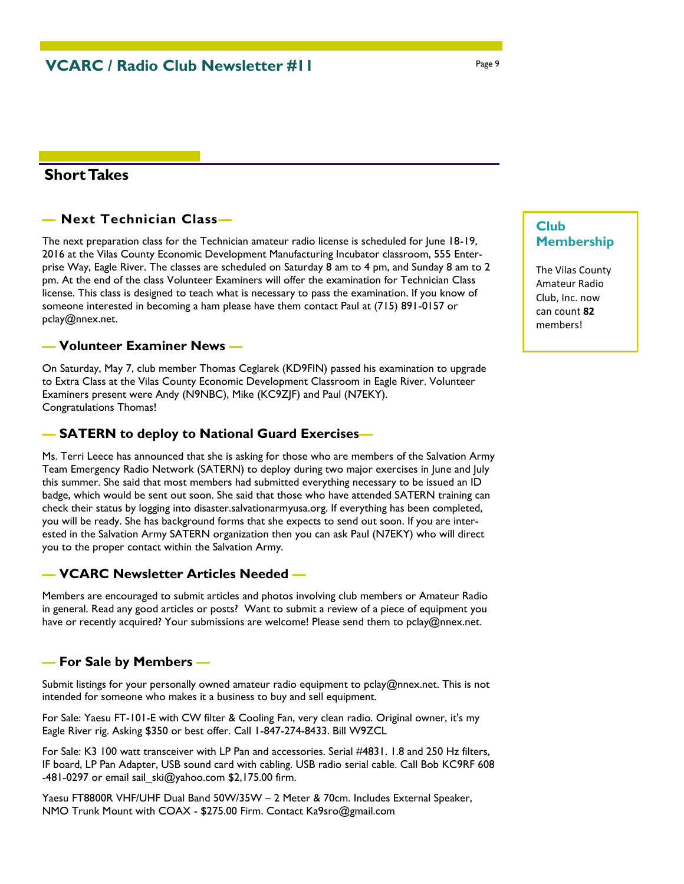## Short Takes

### — Next Technician Class—

The next preparation class for the Technician amateur radio license is scheduled for June 18-19, 2016 at the Vilas County Economic Development Manufacturing Incubator classroom, 555 Enterprise Way, Eagle River. The classes are scheduled on Saturday 8 am to 4 pm, and Sunday 8 am to 2 pm. At the end of the class Volunteer Examiners will offer the examination for Technician Class license. This class is designed to teach what is necessary to pass the examination. If you know of someone interested in becoming a ham please have them contact Paul at (715) 891-0157 or pclay@nnex.net.

### — Volunteer Examiner News —

On Saturday, May 7, club member Thomas Ceglarek (KD9FIN) passed his examination to upgrade to Extra Class at the Vilas County Economic Development Classroom in Eagle River. Volunteer Examiners present were Andy (N9NBC), Mike (KC9ZJF) and Paul (N7EKY).
Congratulations Thomas!

### — SATERN to deploy to National Guard Exercises—

Ms. Terri Leece has announced that she is asking for those who are members of the Salvation Army Team Emergency Radio Network (SATERN) to deploy during two major exercises in June and July this summer. She said that most members had submitted everything necessary to be issued an ID badge, which would be sent out soon. She said that those who have attended SATERN training can check their status by logging into disaster.salvationarmyusa.org. If everything has been completed, you will be ready. She has background forms that she expects to send out soon. If you are interested in the Salvation Army SATERN organization then you can ask Paul (N7EKY) who will direct you to the proper contact within the Salvation Army.

### — VCARC Newsletter Articles Needed —

Members are encouraged to submit articles and photos involving club members or Amateur Radio in general. Read any good articles or posts? Want to submit a review of a piece of equipment you have or recently acquired? Your submissions are welcome! Please send them to pclay@nnex.net.

### — For Sale by Members —

Submit listings for your personally owned amateur radio equipment to pclay@nnex.net. This is not intended for someone who makes it a business to buy and sell equipment.

For Sale: Yaesu FT-101-E with CW filter & Cooling Fan, very clean radio. Original owner, it's my Eagle River rig. Asking $350 or best offer. Call 1-847-274-8433. Bill W9ZCL

For Sale: K3 100 watt transceiver with LP Pan and accessories. Serial #4831. 1.8 and 250 Hz filters, IF board, LP Pan Adapter, USB sound card with cabling. USB radio serial cable. Call Bob KC9RF 608-481-0297 or email sail_ski@yahoo.com $2,175.00 firm.

Yaesu FT8800R VHF/UHF Dual Band 50W/35W – 2 Meter & 70cm. Includes External Speaker, NMO Trunk Mount with COAX - $275.00 Firm. Contact Ka9sro@gmail.com

### Club Membership

The Vilas County Amateur Radio Club, Inc. now can count **82** members!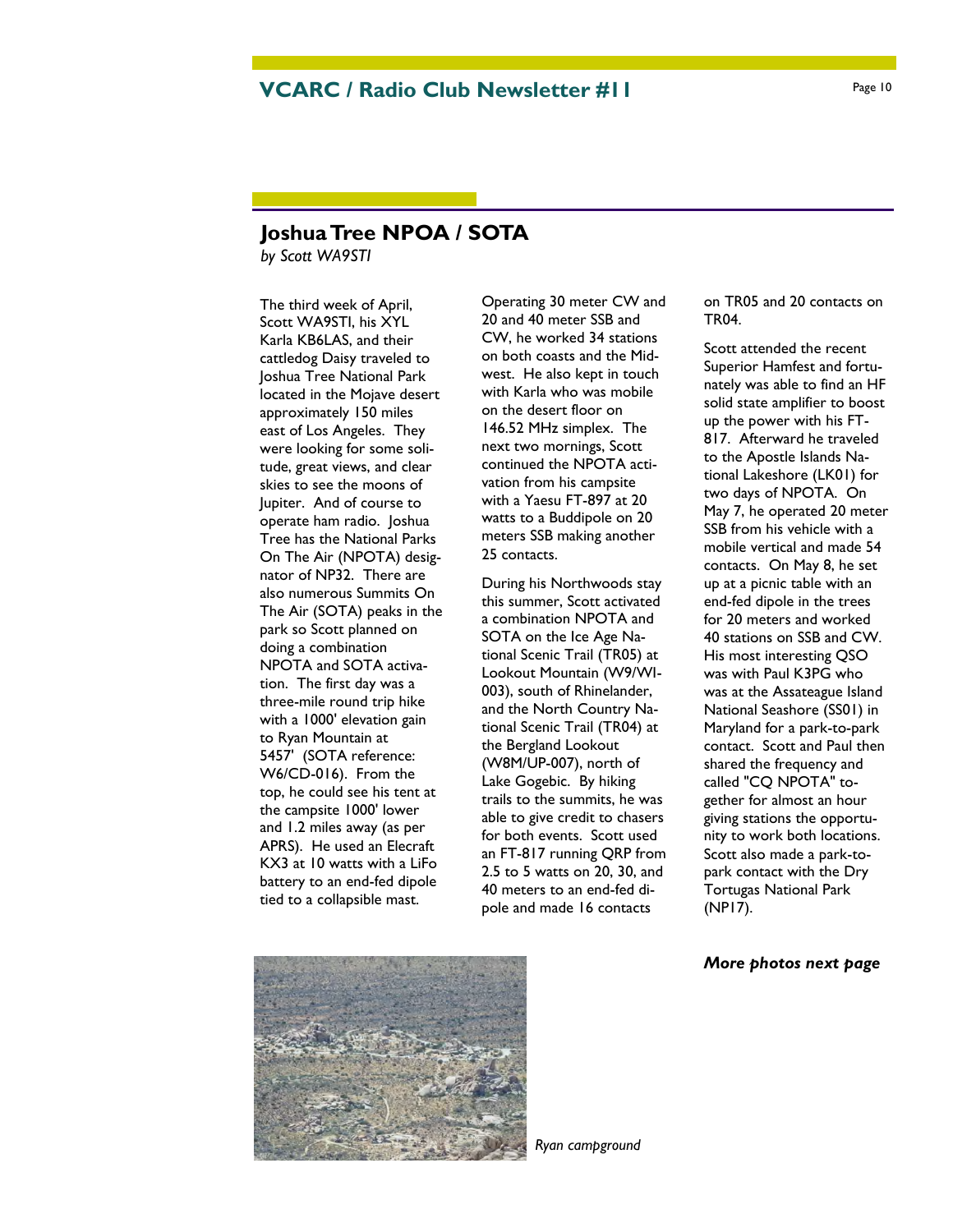## Joshua Tree NPOA / SOTA

*by Scott WA9STI*

The third week of April, Scott WA9STI, his XYL Karla KB6LAS, and their cattledog Daisy traveled to Joshua Tree National Park located in the Mojave desert approximately 150 miles east of Los Angeles. They were looking for some solitude, great views, and clear skies to see the moons of Jupiter. And of course to operate ham radio. Joshua Tree has the National Parks On The Air (NPOTA) designator of NP32. There are also numerous Summits On The Air (SOTA) peaks in the park so Scott planned on doing a combination NPOTA and SOTA activation. The first day was a three-mile round trip hike with a 1000' elevation gain to Ryan Mountain at 5457' (SOTA reference: W6/CD-016). From the top, he could see his tent at the campsite 1000' lower and 1.2 miles away (as per APRS). He used an Elecraft KX3 at 10 watts with a LiFo battery to an end-fed dipole tied to a collapsible mast.

Operating 30 meter CW and 20 and 40 meter SSB and CW, he worked 34 stations on both coasts and the Midwest. He also kept in touch with Karla who was mobile on the desert floor on 146.52 MHz simplex. The next two mornings, Scott continued the NPOTA activation from his campsite with a Yaesu FT-897 at 20 watts to a Buddipole on 20 meters SSB making another 25 contacts.

During his Northwoods stay this summer, Scott activated a combination NPOTA and SOTA on the Ice Age National Scenic Trail (TR05) at Lookout Mountain (W9/WI-003), south of Rhinelander, and the North Country National Scenic Trail (TR04) at the Bergland Lookout (W8M/UP-007), north of Lake Gogebic. By hiking trails to the summits, he was able to give credit to chasers for both events. Scott used an FT-817 running QRP from 2.5 to 5 watts on 20, 30, and 40 meters to an end-fed dipole and made 16 contacts on TR05 and 20 contacts on TR04.

Scott attended the recent Superior Hamfest and fortunately was able to find an HF solid state amplifier to boost up the power with his FT-817. Afterward he traveled to the Apostle Islands National Lakeshore (LK01) for two days of NPOTA. On May 7, he operated 20 meter SSB from his vehicle with a mobile vertical and made 54 contacts. On May 8, he set up at a picnic table with an end-fed dipole in the trees for 20 meters and worked 40 stations on SSB and CW. His most interesting QSO was with Paul K3PG who was at the Assateague Island National Seashore (SS01) in Maryland for a park-to-park contact. Scott and Paul then shared the frequency and called "CQ NPOTA" together for almost an hour giving stations the opportunity to work both locations. Scott also made a park-to-park contact with the Dry Tortugas National Park (NP17).

***More photos next page***

*Ryan campground*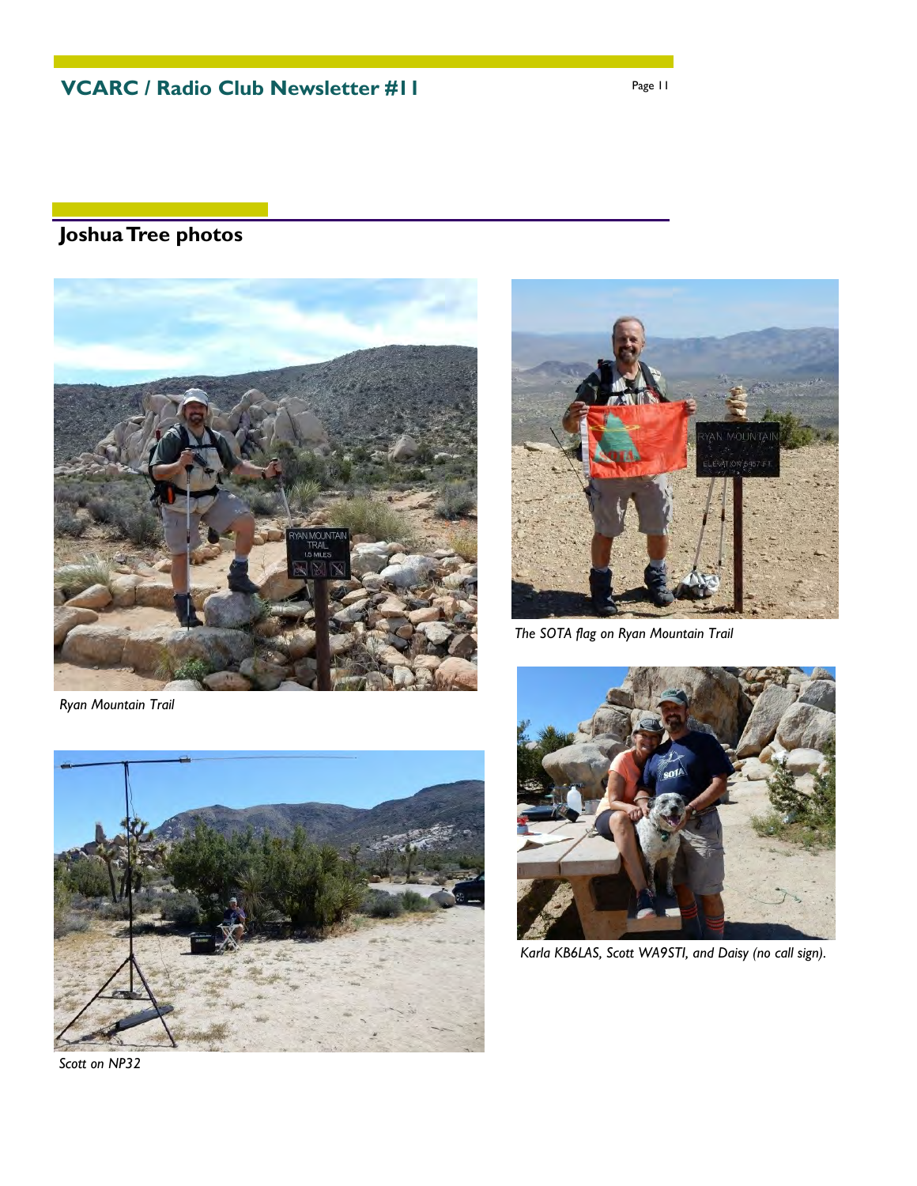## Joshua Tree photos

*Ryan Mountain Trail*

*The SOTA flag on Ryan Mountain Trail*

*Scott on NP32*

*Karla KB6LAS, Scott WA9STI, and Daisy (no call sign).*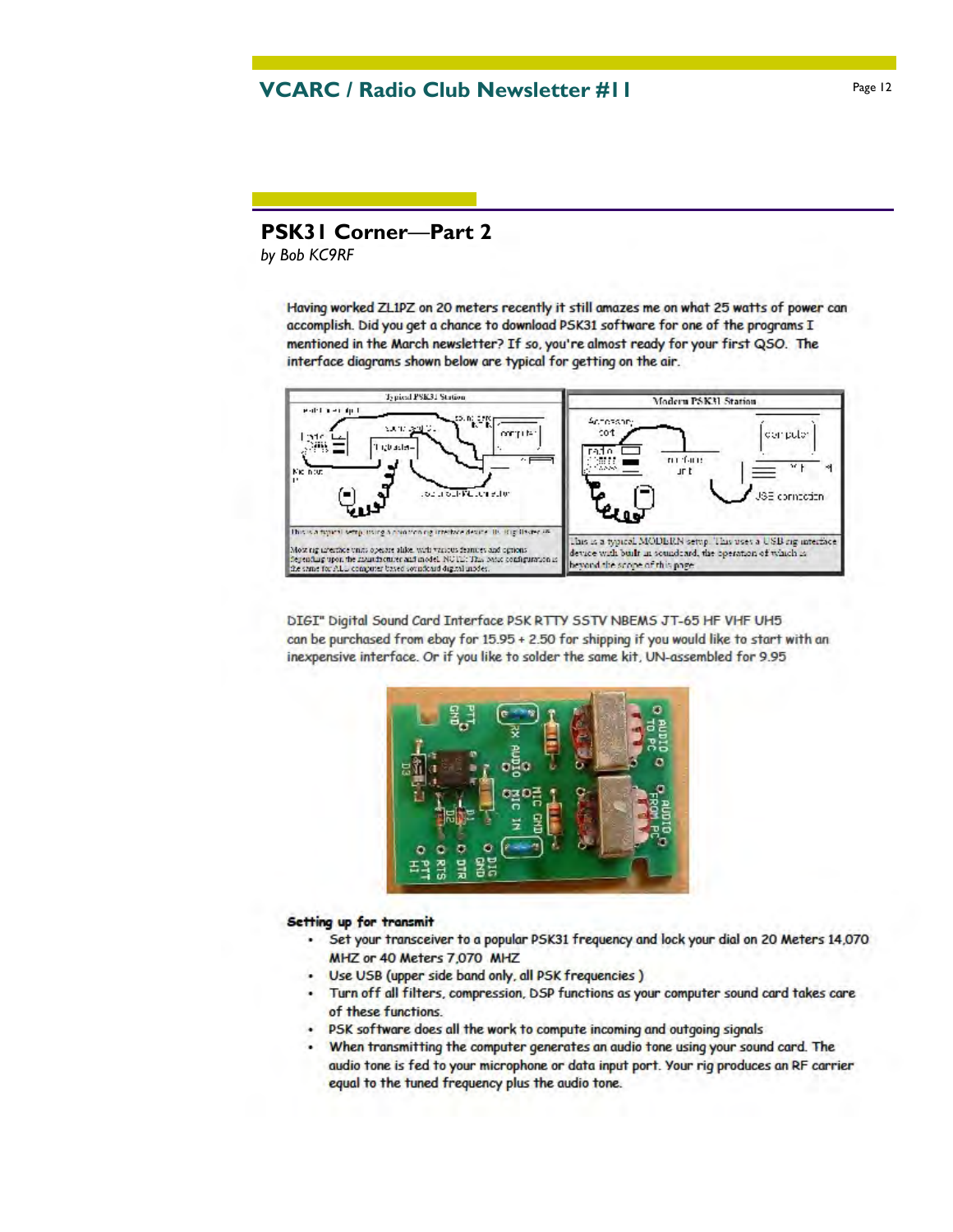## PSK31 Corner—Part 2

*by Bob KC9RF*

Having worked ZL1PZ on 20 meters recently it still amazes me on what 25 watts of power can accomplish. Did you get a chance to download PSK31 software for one of the programs I mentioned in the March newsletter? If so, you're almost ready for your first QSO. The interface diagrams shown below are typical for getting on the air.

DIGI" Digital Sound Card Interface PSK RTTY SSTV NBEMS JT-65 HF VHF UH5 can be purchased from ebay for 15.95 + 2.50 for shipping if you would like to start with an inexpensive interface. Or if you like to solder the same kit, UN-assembled for 9.95

**Setting up for transmit**

- Set your transceiver to a popular PSK31 frequency and lock your dial on 20 Meters 14,070 MHZ or 40 Meters 7,070 MHZ
- Use USB (upper side band only, all PSK frequencies )
- Turn off all filters, compression, DSP functions as your computer sound card takes care of these functions.
- PSK software does all the work to compute incoming and outgoing signals
- When transmitting the computer generates an audio tone using your sound card. The audio tone is fed to your microphone or data input port. Your rig produces an RF carrier equal to the tuned frequency plus the audio tone.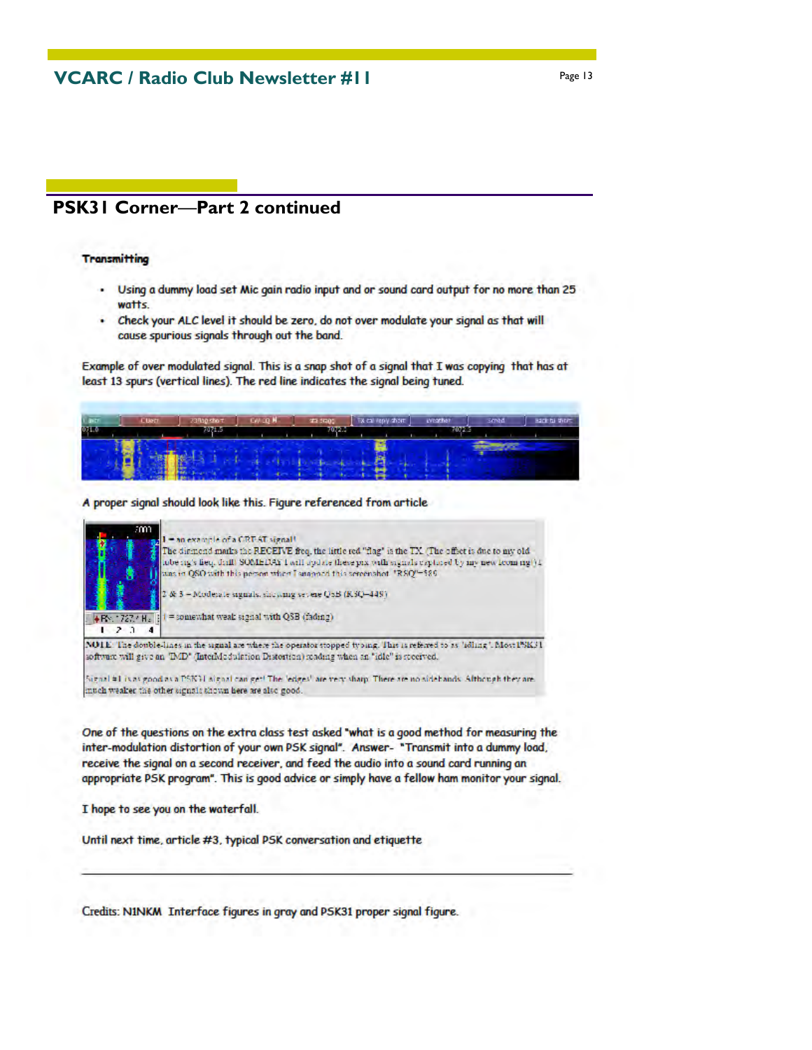## PSK31 Corner—Part 2 continued

**Transmitting**

- Using a dummy load set Mic gain radio input and or sound card output for no more than 25 watts.
- Check your ALC level it should be zero, do not over modulate your signal as that will cause spurious signals through out the band.

Example of over modulated signal. This is a snap shot of a signal that I was copying that has at least 13 spurs (vertical lines). The red line indicates the signal being tuned.

A proper signal should look like this. Figure referenced from article

1 = an example of a GREAT signal!
The diamond marks the RECEIVE freq, the little red "flag" is the TX. (The offset is due to my old tube rig's freq. drift! SOMEDAY I will update these pix with signals captured by my new Icom rig!) I was in QSO with this person when I snapped this screenshot. "RSQ"=599

2 & 3 – Moderate signals, showing severe QSB (RSQ=449)

4 = somewhat weak signal with QSB (fading)

NOTE: The double-lines in the signal are where the operator stopped typing. This is refered to as 'idling'. Most PSK31 software will give an "IMD" (InterModulation Distortion) reading when an "idle" is received.

Signal #1 is as good as a PSK31 signal can get! The 'edges' are very sharp. There are no sidebands. Although they are much weaker the other signals shown here are also good.

One of the questions on the extra class test asked "what is a good method for measuring the inter-modulation distortion of your own PSK signal". Answer- "Transmit into a dummy load, receive the signal on a second receiver, and feed the audio into a sound card running an appropriate PSK program". This is good advice or simply have a fellow ham monitor your signal.

I hope to see you on the waterfall.

Until next time, article #3, typical PSK conversation and etiquette

---

Credits: N1NKM Interface figures in gray and PSK31 proper signal figure.